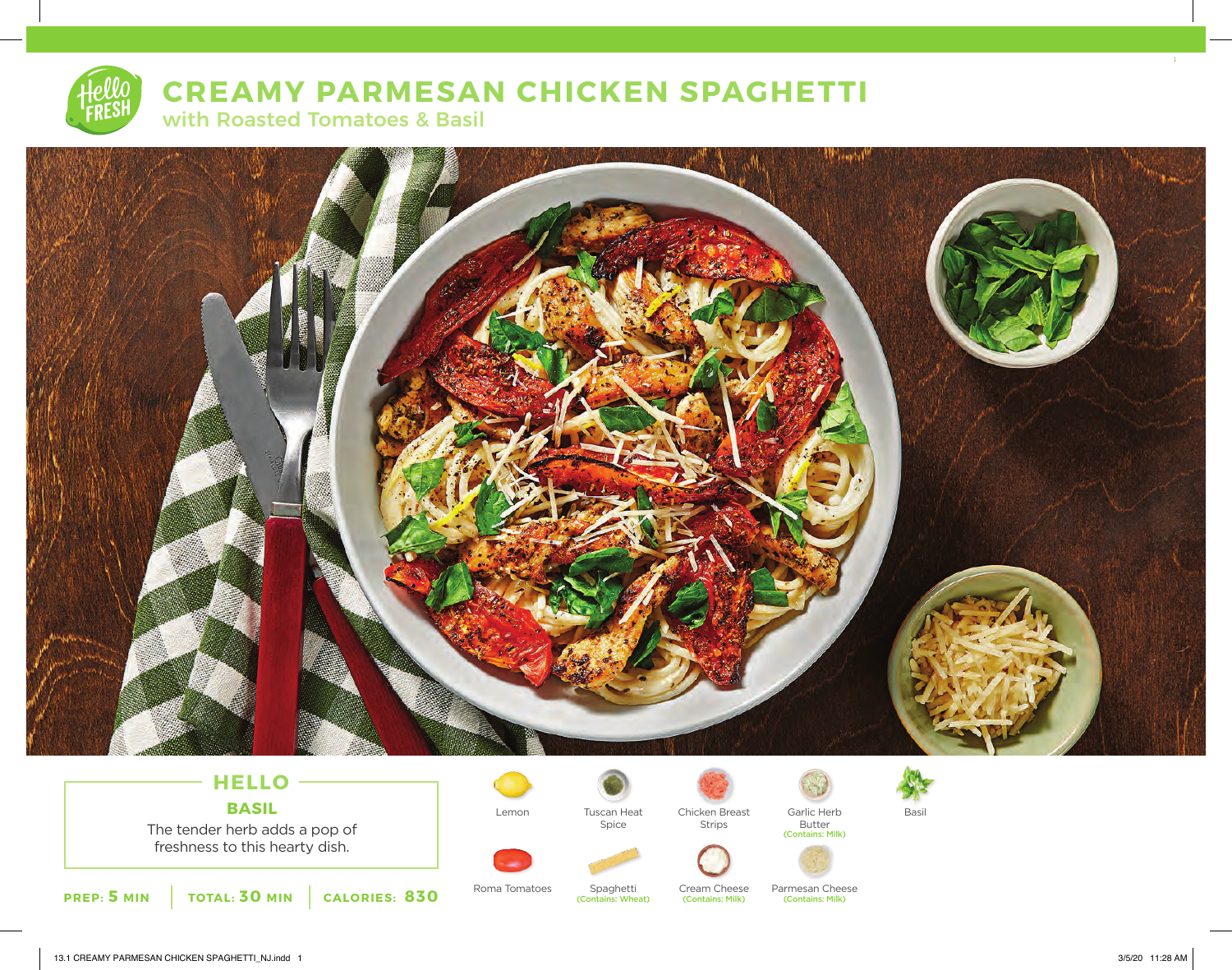# CREAMY PARMESAN CHICKEN SPAGHETTI

## with Roasted Tomatoes & Basil

### HELLO

**BASIL**

The tender herb adds a pop of freshness to this hearty dish.

**PREP: 5 MIN** | **TOTAL: 30 MIN** | **CALORIES: 830**

- Lemon
- Tuscan Heat Spice
- Chicken Breast Strips
- Garlic Herb Butter (Contains: Milk)
- Basil
- Roma Tomatoes
- Spaghetti (Contains: Wheat)
- Cream Cheese (Contains: Milk)
- Parmesan Cheese (Contains: Milk)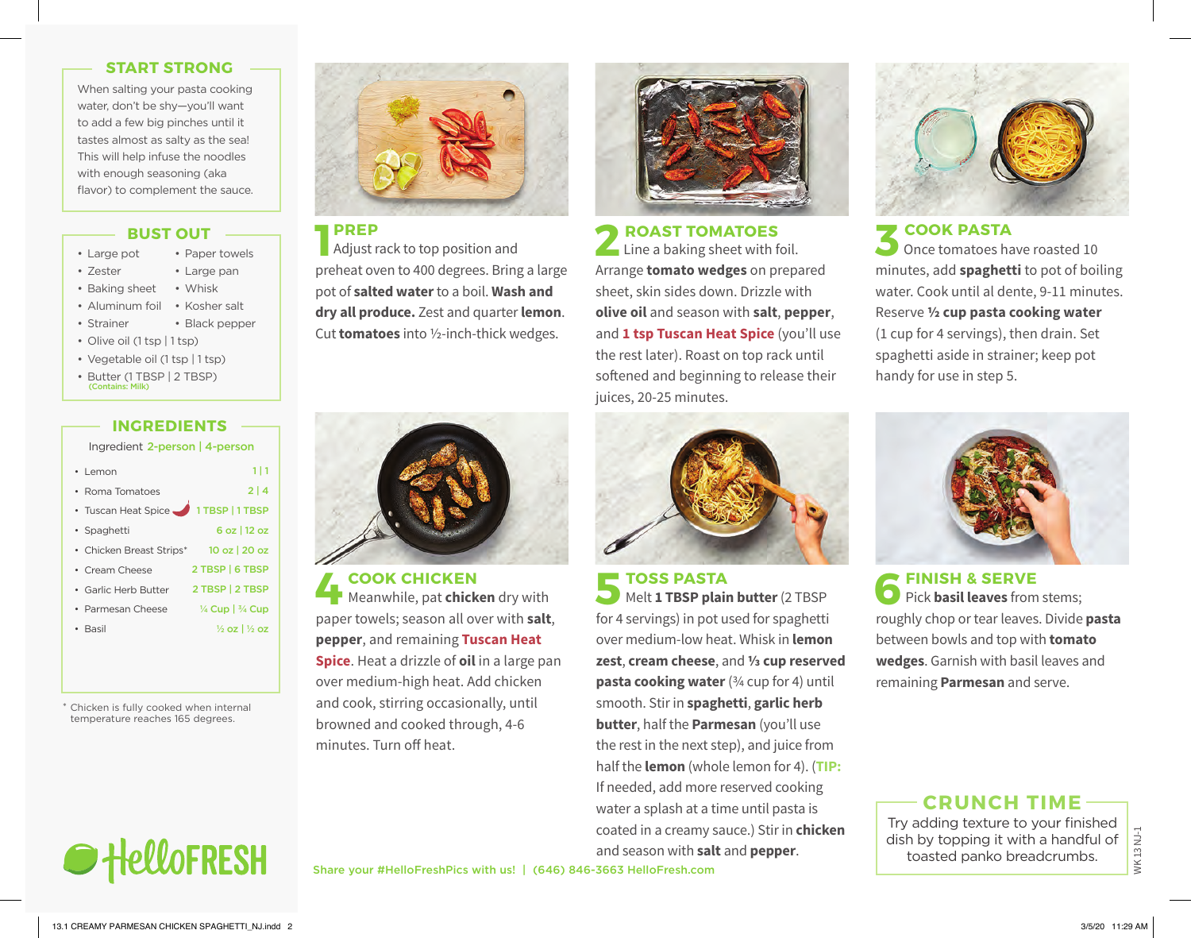## START STRONG

When salting your pasta cooking water, don't be shy—you'll want to add a few big pinches until it tastes almost as salty as the sea! This will help infuse the noodles with enough seasoning (aka flavor) to complement the sauce.

## BUST OUT

- Large pot
- Zester
- Baking sheet
- Aluminum foil
- Strainer
- Paper towels
- Large pan
- Whisk
- Kosher salt
- Black pepper
- Olive oil (1 tsp | 1 tsp)
- Vegetable oil (1 tsp | 1 tsp)
- Butter (1 TBSP | 2 TBSP) (Contains: Milk)

## INGREDIENTS

| Ingredient | 2-person \| 4-person |
|---|---|
| Lemon | 1 \| 1 |
| Roma Tomatoes | 2 \| 4 |
| Tuscan Heat Spice | 1 TBSP \| 1 TBSP |
| Spaghetti | 6 oz \| 12 oz |
| Chicken Breast Strips* | 10 oz \| 20 oz |
| Cream Cheese | 2 TBSP \| 6 TBSP |
| Garlic Herb Butter | 2 TBSP \| 2 TBSP |
| Parmesan Cheese | ¼ Cup \| ¾ Cup |
| Basil | ½ oz \| ½ oz |

* Chicken is fully cooked when internal temperature reaches 165 degrees.

## 1 PREP

Adjust rack to top position and preheat oven to 400 degrees. Bring a large pot of **salted water** to a boil. **Wash and dry all produce.** Zest and quarter **lemon**. Cut **tomatoes** into ½-inch-thick wedges.

## 2 ROAST TOMATOES

Line a baking sheet with foil. Arrange **tomato wedges** on prepared sheet, skin sides down. Drizzle with **olive oil** and season with **salt**, **pepper**, and **1 tsp Tuscan Heat Spice** (you'll use the rest later). Roast on top rack until softened and beginning to release their juices, 20-25 minutes.

## 3 COOK PASTA

Once tomatoes have roasted 10 minutes, add **spaghetti** to pot of boiling water. Cook until al dente, 9-11 minutes. Reserve **½ cup pasta cooking water** (1 cup for 4 servings), then drain. Set spaghetti aside in strainer; keep pot handy for use in step 5.

## 4 COOK CHICKEN

Meanwhile, pat **chicken** dry with paper towels; season all over with **salt**, **pepper**, and remaining **Tuscan Heat Spice**. Heat a drizzle of **oil** in a large pan over medium-high heat. Add chicken and cook, stirring occasionally, until browned and cooked through, 4-6 minutes. Turn off heat.

## 5 TOSS PASTA

Melt **1 TBSP plain butter** (2 TBSP for 4 servings) in pot used for spaghetti over medium-low heat. Whisk in **lemon zest**, **cream cheese**, and **⅓ cup reserved pasta cooking water** (¾ cup for 4) until smooth. Stir in **spaghetti**, **garlic herb butter**, half the **Parmesan** (you'll use the rest in the next step), and juice from half the **lemon** (whole lemon for 4). (**TIP:** If needed, add more reserved cooking water a splash at a time until pasta is coated in a creamy sauce.) Stir in **chicken** and season with **salt** and **pepper**.

## 6 FINISH & SERVE

Pick **basil leaves** from stems; roughly chop or tear leaves. Divide **pasta** between bowls and top with **tomato wedges**. Garnish with basil leaves and remaining **Parmesan** and serve.

## CRUNCH TIME

Try adding texture to your finished dish by topping it with a handful of toasted panko breadcrumbs.

HelloFRESH

Share your #HelloFreshPics with us! | (646) 846-3663 HelloFresh.com

WK 13 NJ-1